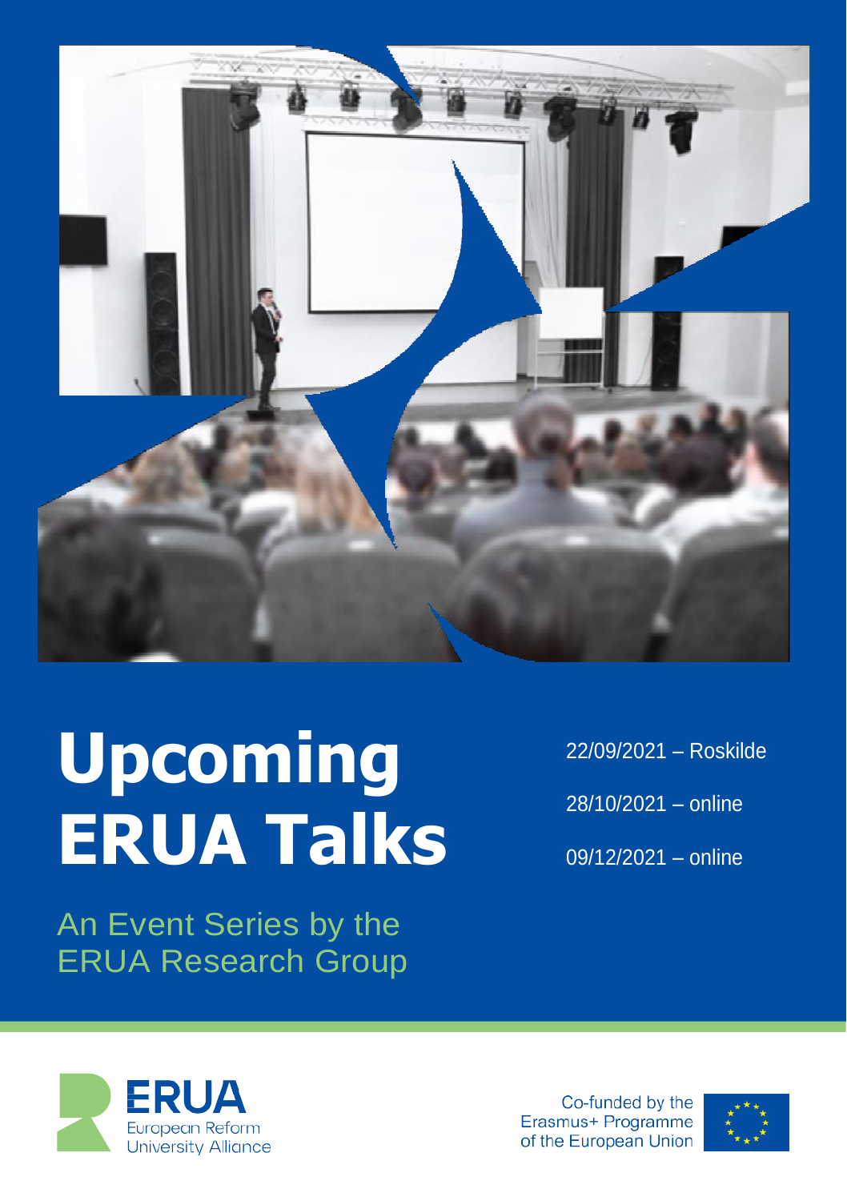# Upcoming ERUA Talks

22/09/2021 – Roskilde

28/10/2021 – online

09/12/2021 – online

## An Event Series by the ERUA Research Group

ERUA
European Reform University Alliance

Co-funded by the Erasmus+ Programme of the European Union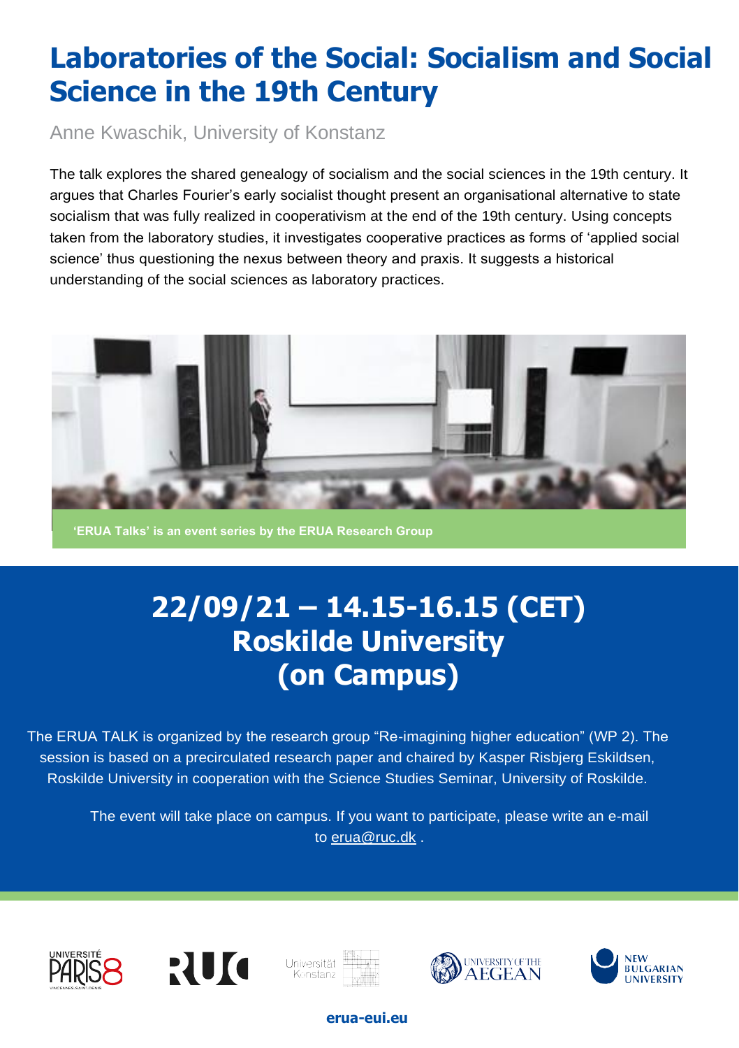# Laboratories of the Social: Socialism and Social Science in the 19th Century

Anne Kwaschik, University of Konstanz

The talk explores the shared genealogy of socialism and the social sciences in the 19th century. It argues that Charles Fourier's early socialist thought present an organisational alternative to state socialism that was fully realized in cooperativism at the end of the 19th century. Using concepts taken from the laboratory studies, it investigates cooperative practices as forms of 'applied social science' thus questioning the nexus between theory and praxis. It suggests a historical understanding of the social sciences as laboratory practices.

**'ERUA Talks' is an event series by the ERUA Research Group**

## 22/09/21 – 14.15-16.15 (CET)
## Roskilde University
## (on Campus)

The ERUA TALK is organized by the research group "Re-imagining higher education" (WP 2). The session is based on a precirculated research paper and chaired by Kasper Risbjerg Eskildsen, Roskilde University in cooperation with the Science Studies Seminar, University of Roskilde.

The event will take place on campus. If you want to participate, please write an e-mail to erua@ruc.dk .

Université Paris 8 Vincennes-Saint-Denis | RUC | Universität Konstanz | University of the Aegean | New Bulgarian University

**erua-eui.eu**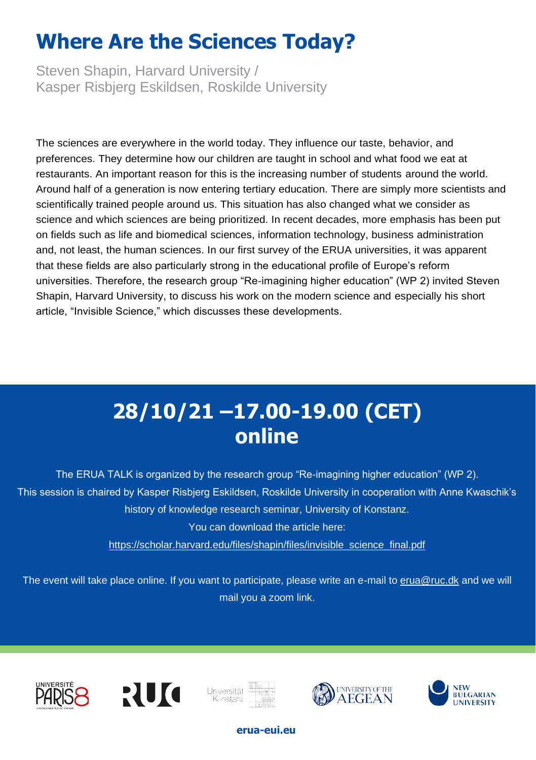# Where Are the Sciences Today?

Steven Shapin, Harvard University /
Kasper Risbjerg Eskildsen, Roskilde University

The sciences are everywhere in the world today. They influence our taste, behavior, and preferences. They determine how our children are taught in school and what food we eat at restaurants. An important reason for this is the increasing number of students around the world. Around half of a generation is now entering tertiary education. There are simply more scientists and scientifically trained people around us. This situation has also changed what we consider as science and which sciences are being prioritized. In recent decades, more emphasis has been put on fields such as life and biomedical sciences, information technology, business administration and, not least, the human sciences. In our first survey of the ERUA universities, it was apparent that these fields are also particularly strong in the educational profile of Europe's reform universities. Therefore, the research group "Re-imagining higher education" (WP 2) invited Steven Shapin, Harvard University, to discuss his work on the modern science and especially his short article, "Invisible Science," which discusses these developments.

## 28/10/21 –17.00-19.00 (CET) online

The ERUA TALK is organized by the research group "Re-imagining higher education" (WP 2). This session is chaired by Kasper Risbjerg Eskildsen, Roskilde University in cooperation with Anne Kwaschik's history of knowledge research seminar, University of Konstanz.

You can download the article here:
https://scholar.harvard.edu/files/shapin/files/invisible_science_final.pdf

The event will take place online. If you want to participate, please write an e-mail to erua@ruc.dk and we will mail you a zoom link.

Université Paris 8 Vincennes Saint-Denis | RUC | Universität Konstanz | University of the Aegean | New Bulgarian University

erua-eui.eu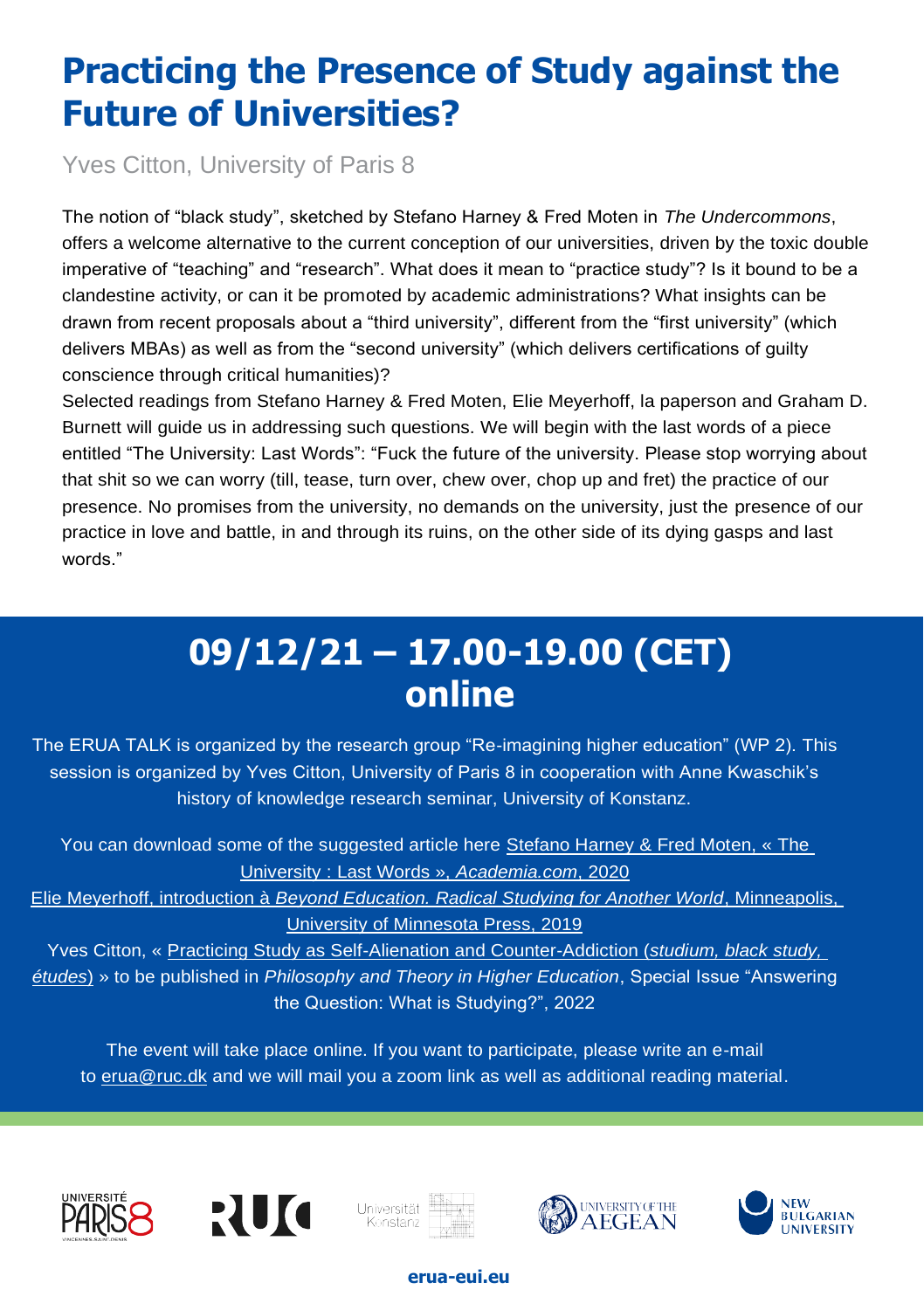# Practicing the Presence of Study against the Future of Universities?

Yves Citton, University of Paris 8

The notion of "black study", sketched by Stefano Harney & Fred Moten in *The Undercommons*, offers a welcome alternative to the current conception of our universities, driven by the toxic double imperative of "teaching" and "research". What does it mean to "practice study"? Is it bound to be a clandestine activity, or can it be promoted by academic administrations? What insights can be drawn from recent proposals about a "third university", different from the "first university" (which delivers MBAs) as well as from the "second university" (which delivers certifications of guilty conscience through critical humanities)?

Selected readings from Stefano Harney & Fred Moten, Elie Meyerhoff, la paperson and Graham D. Burnett will guide us in addressing such questions. We will begin with the last words of a piece entitled "The University: Last Words": "Fuck the future of the university. Please stop worrying about that shit so we can worry (till, tease, turn over, chew over, chop up and fret) the practice of our presence. No promises from the university, no demands on the university, just the presence of our practice in love and battle, in and through its ruins, on the other side of its dying gasps and last words."

## 09/12/21 – 17.00-19.00 (CET) online

The ERUA TALK is organized by the research group "Re-imagining higher education" (WP 2). This session is organized by Yves Citton, University of Paris 8 in cooperation with Anne Kwaschik's history of knowledge research seminar, University of Konstanz.

You can download some of the suggested article here Stefano Harney & Fred Moten, « The University : Last Words », *Academia.com*, 2020
Elie Meyerhoff, introduction à *Beyond Education. Radical Studying for Another World*, Minneapolis, University of Minnesota Press, 2019
Yves Citton, « Practicing Study as Self-Alienation and Counter-Addiction (*studium, black study, études*) » to be published in *Philosophy and Theory in Higher Education*, Special Issue "Answering the Question: What is Studying?", 2022

The event will take place online. If you want to participate, please write an e-mail to erua@ruc.dk and we will mail you a zoom link as well as additional reading material.

UNIVERSITÉ PARIS8 VINCENNES-SAINT-DENIS · RUC · Universität Konstanz · UNIVERSITY OF THE AEGEAN · NEW BULGARIAN UNIVERSITY

erua-eui.eu